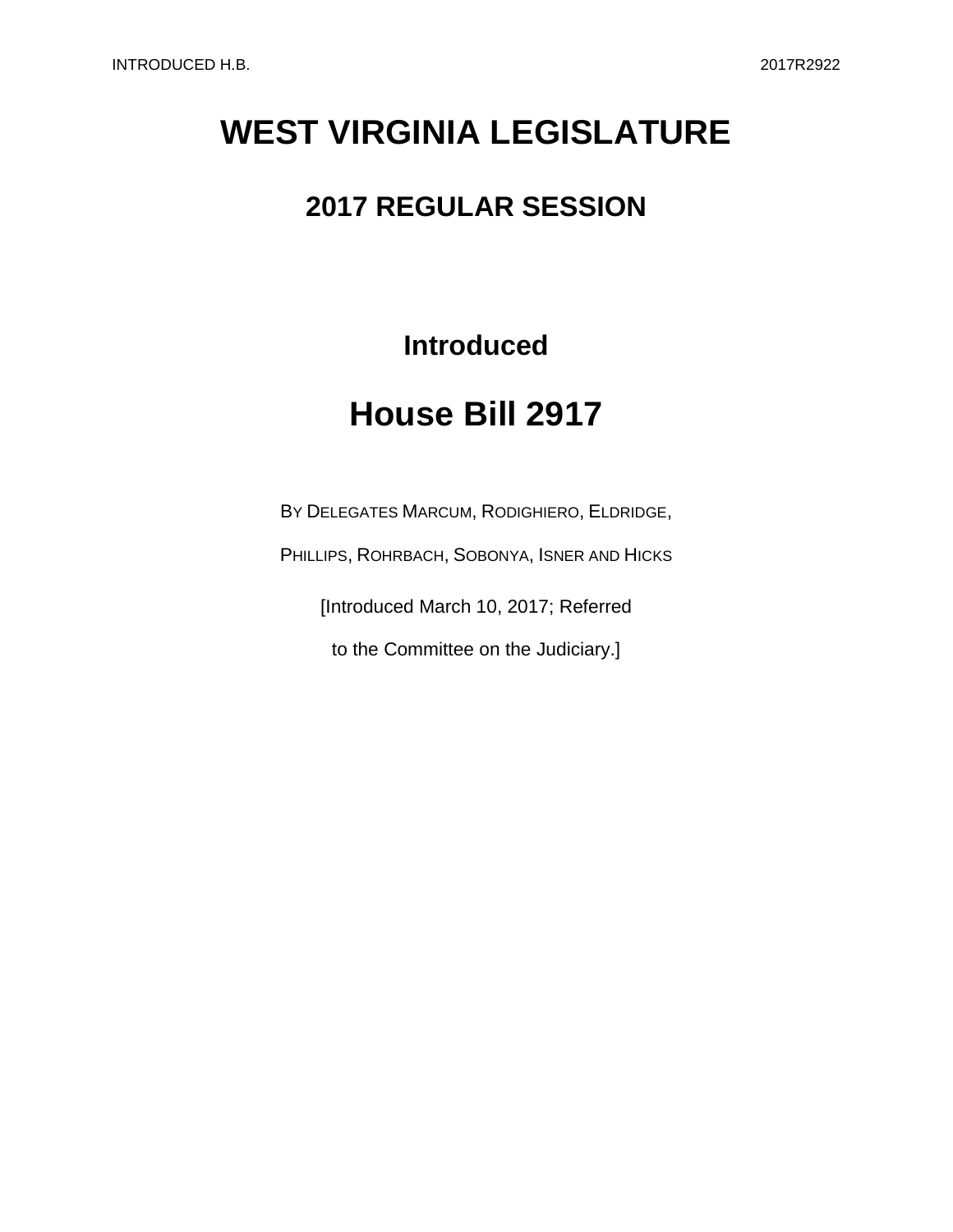# WEST VIRGINIA LEGISLATURE

## 2017 REGULAR SESSION

### Introduced

# House Bill 2917

BY DELEGATES MARCUM, RODIGHIERO, ELDRIDGE,

PHILLIPS, ROHRBACH, SOBONYA, ISNER AND HICKS

[Introduced March 10, 2017; Referred

to the Committee on the Judiciary.]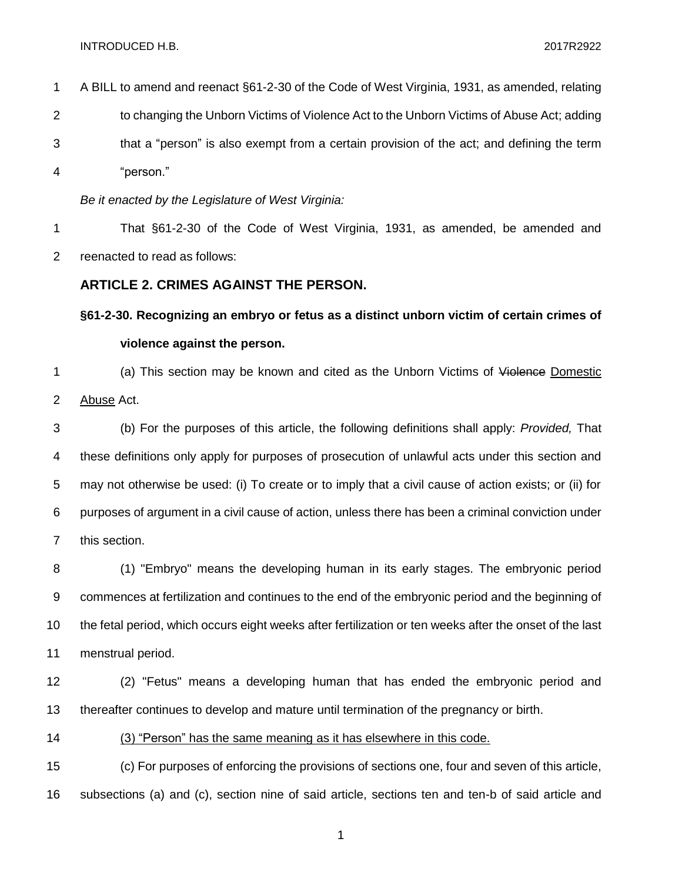A BILL to amend and reenact §61-2-30 of the Code of West Virginia, 1931, as amended, relating to changing the Unborn Victims of Violence Act to the Unborn Victims of Abuse Act; adding that a "person" is also exempt from a certain provision of the act; and defining the term "person."

*Be it enacted by the Legislature of West Virginia:*

That §61-2-30 of the Code of West Virginia, 1931, as amended, be amended and reenacted to read as follows:

## ARTICLE 2. CRIMES AGAINST THE PERSON.

### §61-2-30. Recognizing an embryo or fetus as a distinct unborn victim of certain crimes of violence against the person.

(a) This section may be known and cited as the Unborn Victims of ~~Violence~~ <u>Domestic Abuse</u> Act.

(b) For the purposes of this article, the following definitions shall apply: *Provided,* That these definitions only apply for purposes of prosecution of unlawful acts under this section and may not otherwise be used: (i) To create or to imply that a civil cause of action exists; or (ii) for purposes of argument in a civil cause of action, unless there has been a criminal conviction under this section.

(1) "Embryo" means the developing human in its early stages. The embryonic period commences at fertilization and continues to the end of the embryonic period and the beginning of the fetal period, which occurs eight weeks after fertilization or ten weeks after the onset of the last menstrual period.

(2) "Fetus" means a developing human that has ended the embryonic period and thereafter continues to develop and mature until termination of the pregnancy or birth.

<u>(3) "Person" has the same meaning as it has elsewhere in this code.</u>

(c) For purposes of enforcing the provisions of sections one, four and seven of this article, subsections (a) and (c), section nine of said article, sections ten and ten-b of said article and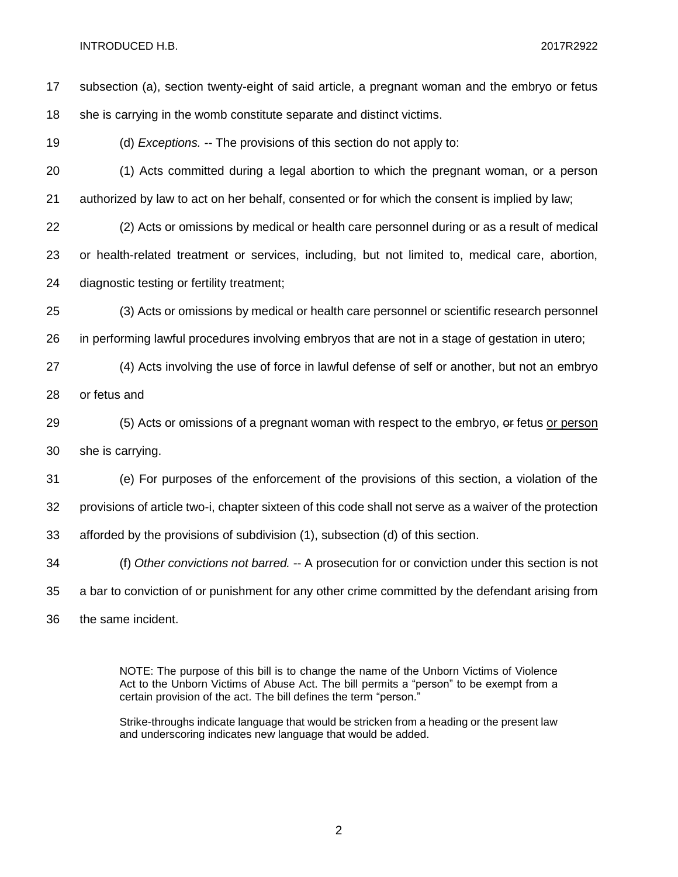subsection (a), section twenty-eight of said article, a pregnant woman and the embryo or fetus she is carrying in the womb constitute separate and distinct victims.

(d) *Exceptions.* -- The provisions of this section do not apply to:

(1) Acts committed during a legal abortion to which the pregnant woman, or a person authorized by law to act on her behalf, consented or for which the consent is implied by law;

(2) Acts or omissions by medical or health care personnel during or as a result of medical or health-related treatment or services, including, but not limited to, medical care, abortion, diagnostic testing or fertility treatment;

(3) Acts or omissions by medical or health care personnel or scientific research personnel in performing lawful procedures involving embryos that are not in a stage of gestation in utero;

(4) Acts involving the use of force in lawful defense of self or another, but not an embryo or fetus and

(5) Acts or omissions of a pregnant woman with respect to the embryo, ~~or~~ fetus <u>or person</u> she is carrying.

(e) For purposes of the enforcement of the provisions of this section, a violation of the provisions of article two-i, chapter sixteen of this code shall not serve as a waiver of the protection afforded by the provisions of subdivision (1), subsection (d) of this section.

(f) *Other convictions not barred.* -- A prosecution for or conviction under this section is not a bar to conviction of or punishment for any other crime committed by the defendant arising from the same incident.

NOTE: The purpose of this bill is to change the name of the Unborn Victims of Violence Act to the Unborn Victims of Abuse Act. The bill permits a "person" to be exempt from a certain provision of the act. The bill defines the term "person."

Strike-throughs indicate language that would be stricken from a heading or the present law and underscoring indicates new language that would be added.